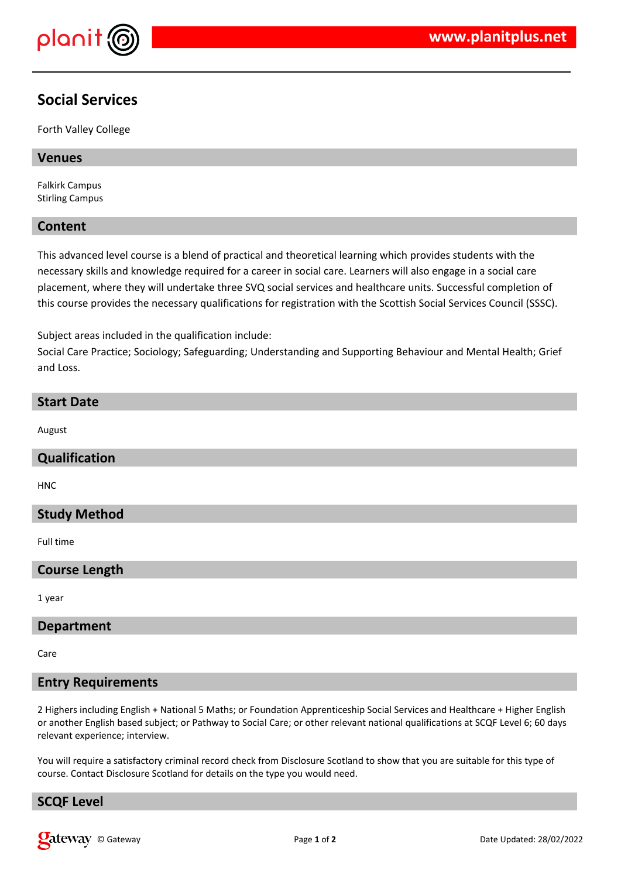# Social Services

Forth Valley College

## Venues

Falkirk Campus
Stirling Campus

## Content

This advanced level course is a blend of practical and theoretical learning which provides students with the necessary skills and knowledge required for a career in social care. Learners will also engage in a social care placement, where they will undertake three SVQ social services and healthcare units. Successful completion of this course provides the necessary qualifications for registration with the Scottish Social Services Council (SSSC).

Subject areas included in the qualification include:
Social Care Practice; Sociology; Safeguarding; Understanding and Supporting Behaviour and Mental Health; Grief and Loss.

## Start Date

August

## Qualification

HNC

## Study Method

Full time

## Course Length

1 year

## Department

Care

## Entry Requirements

2 Highers including English + National 5 Maths; or Foundation Apprenticeship Social Services and Healthcare + Higher English or another English based subject; or Pathway to Social Care; or other relevant national qualifications at SCQF Level 6; 60 days relevant experience; interview.

You will require a satisfactory criminal record check from Disclosure Scotland to show that you are suitable for this type of course. Contact Disclosure Scotland for details on the type you would need.

## SCQF Level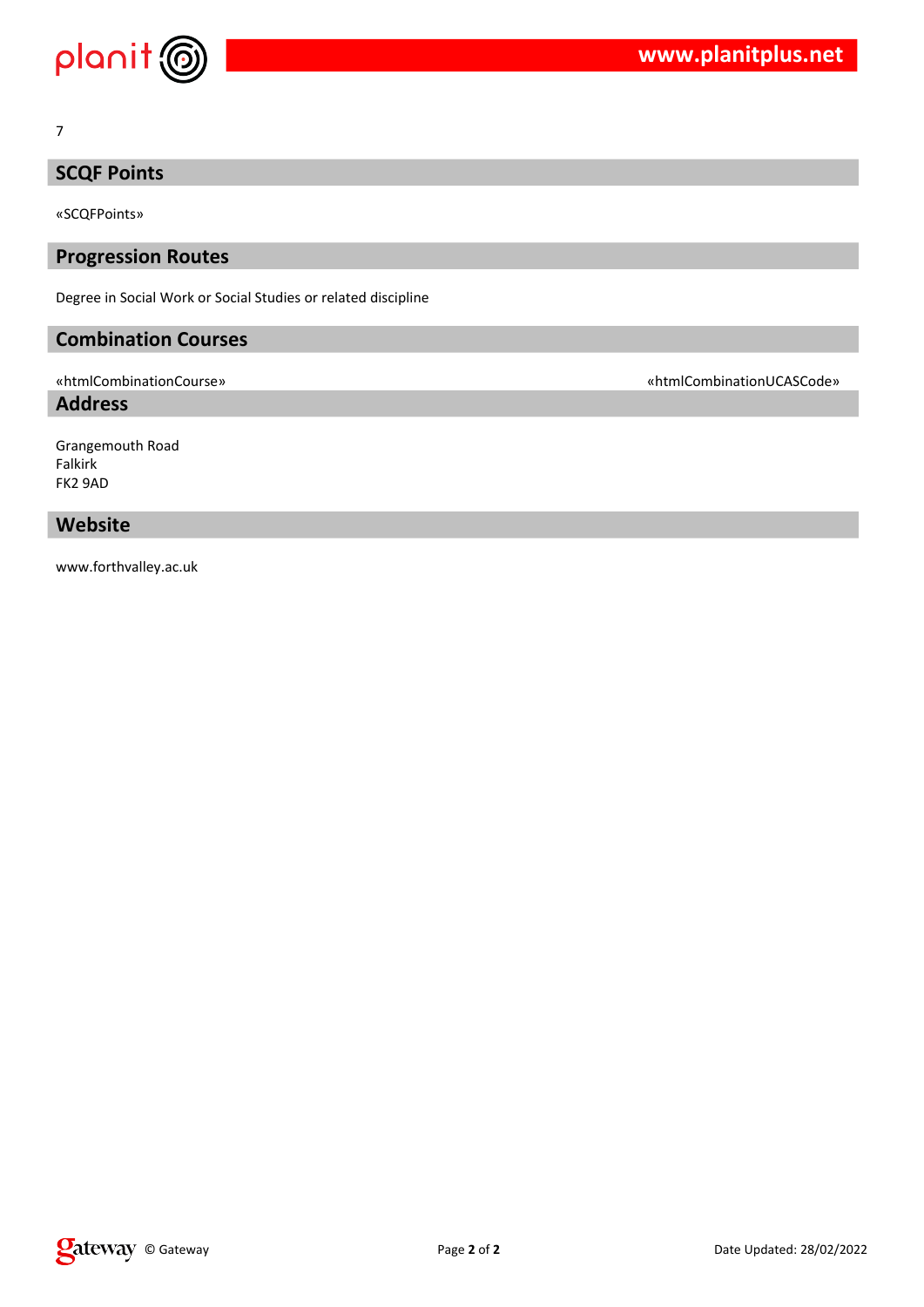7

## SCQF Points

«SCQFPoints»

## Progression Routes

Degree in Social Work or Social Studies or related discipline

## Combination Courses

«htmlCombinationCourse» «htmlCombinationUCASCode»

## Address

Grangemouth Road
Falkirk
FK2 9AD

## Website

www.forthvalley.ac.uk